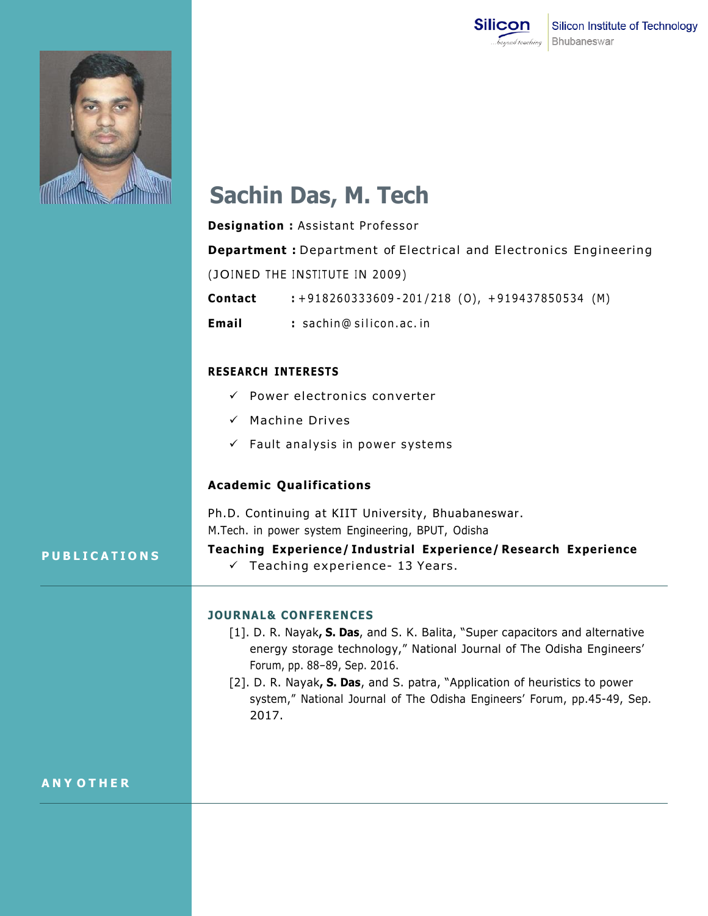Silicon Institute of Technology
Bhubaneswar

# Sachin Das, M. Tech

**Designation :** Assistant Professor

**Department :** Department of Electrical and Electronics Engineering

(JOINED THE INSTITUTE IN 2009)

**Contact** : +918260333609-201/218 (O), +919437850534 (M)

**Email** : sachin@silicon.ac.in

## RESEARCH INTERESTS

- ✓ Power electronics converter
- ✓ Machine Drives
- ✓ Fault analysis in power systems

## Academic Qualifications

Ph.D. Continuing at KIIT University, Bhuabaneswar.

M.Tech. in power system Engineering, BPUT, Odisha

**Teaching Experience/Industrial Experience/Research Experience**

- ✓ Teaching experience- 13 Years.

## PUBLICATIONS

### JOURNAL& CONFERENCES

[1]. D. R. Nayak**, S. Das**, and S. K. Balita, "Super capacitors and alternative energy storage technology," National Journal of The Odisha Engineers' Forum, pp. 88–89, Sep. 2016.

[2]. D. R. Nayak**, S. Das**, and S. patra, "Application of heuristics to power system," National Journal of The Odisha Engineers' Forum, pp.45-49, Sep. 2017.

## ANY OTHER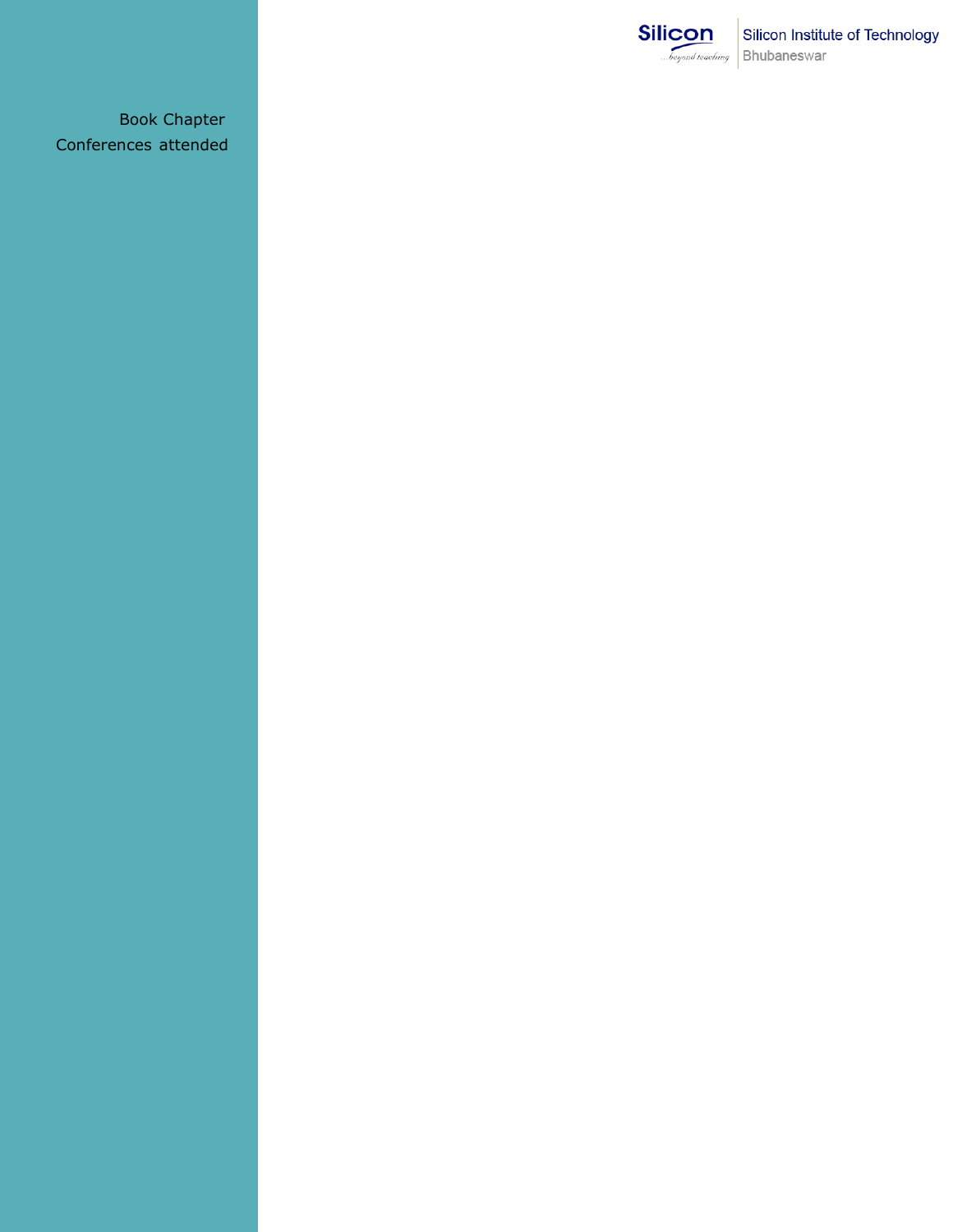Book Chapter

Conferences attended